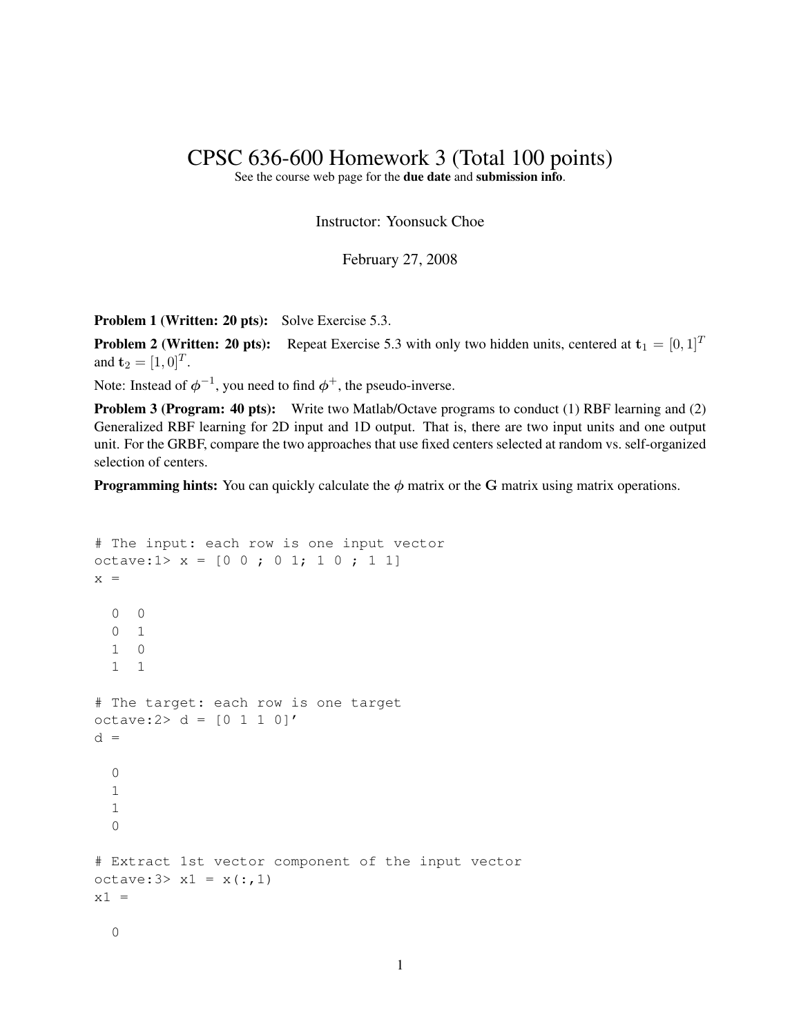# CPSC 636-600 Homework 3 (Total 100 points)

See the course web page for the **due date** and **submission info**.

Instructor: Yoonsuck Choe

February 27, 2008

**Problem 1 (Written: 20 pts):** Solve Exercise 5.3.

**Problem 2 (Written: 20 pts):** Repeat Exercise 5.3 with only two hidden units, centered at $\mathbf{t}_1 = [0, 1]^T$ and $\mathbf{t}_2 = [1, 0]^T$.

Note: Instead of $\phi^{-1}$, you need to find $\phi^{+}$, the pseudo-inverse.

**Problem 3 (Program: 40 pts):** Write two Matlab/Octave programs to conduct (1) RBF learning and (2) Generalized RBF learning for 2D input and 1D output. That is, there are two input units and one output unit. For the GRBF, compare the two approaches that use fixed centers selected at random vs. self-organized selection of centers.

**Programming hints:** You can quickly calculate the $\phi$ matrix or the $\mathbf{G}$ matrix using matrix operations.

```
# The input: each row is one input vector
octave:1> x = [0 0 ; 0 1; 1 0 ; 1 1]
x =

  0  0
  0  1
  1  0
  1  1

# The target: each row is one target
octave:2> d = [0 1 1 0]'
d =

  0
  1
  1
  0

# Extract 1st vector component of the input vector
octave:3> x1 = x(:,1)
x1 =

  0
```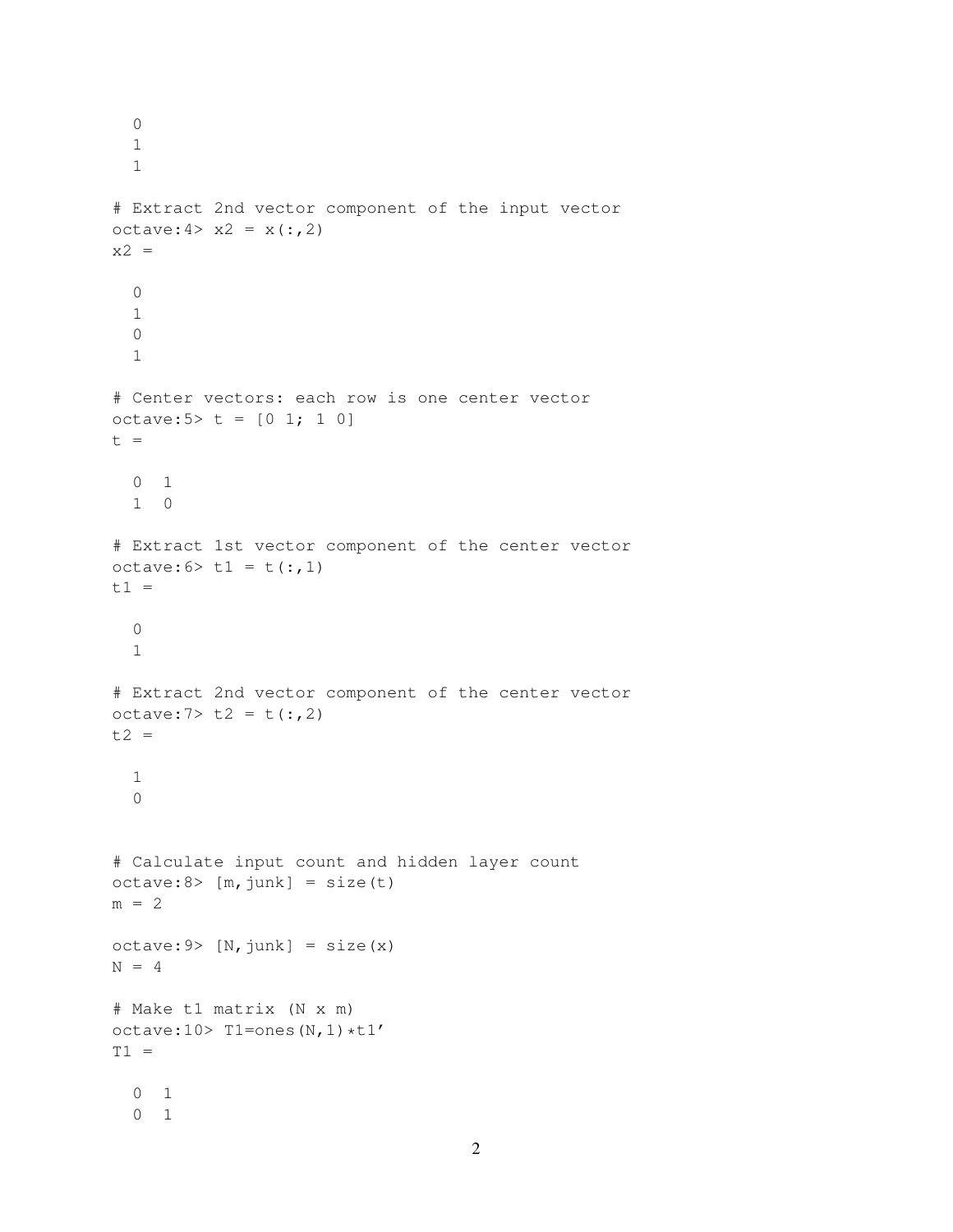```
  0
  1
  1

# Extract 2nd vector component of the input vector
octave:4> x2 = x(:,2)
x2 =

  0
  1
  0
  1

# Center vectors: each row is one center vector
octave:5> t = [0 1; 1 0]
t =

  0  1
  1  0

# Extract 1st vector component of the center vector
octave:6> t1 = t(:,1)
t1 =

  0
  1

# Extract 2nd vector component of the center vector
octave:7> t2 = t(:,2)
t2 =

  1
  0


# Calculate input count and hidden layer count
octave:8> [m,junk] = size(t)
m = 2

octave:9> [N,junk] = size(x)
N = 4

# Make t1 matrix (N x m)
octave:10> T1=ones(N,1)*t1'
T1 =

  0  1
  0  1
```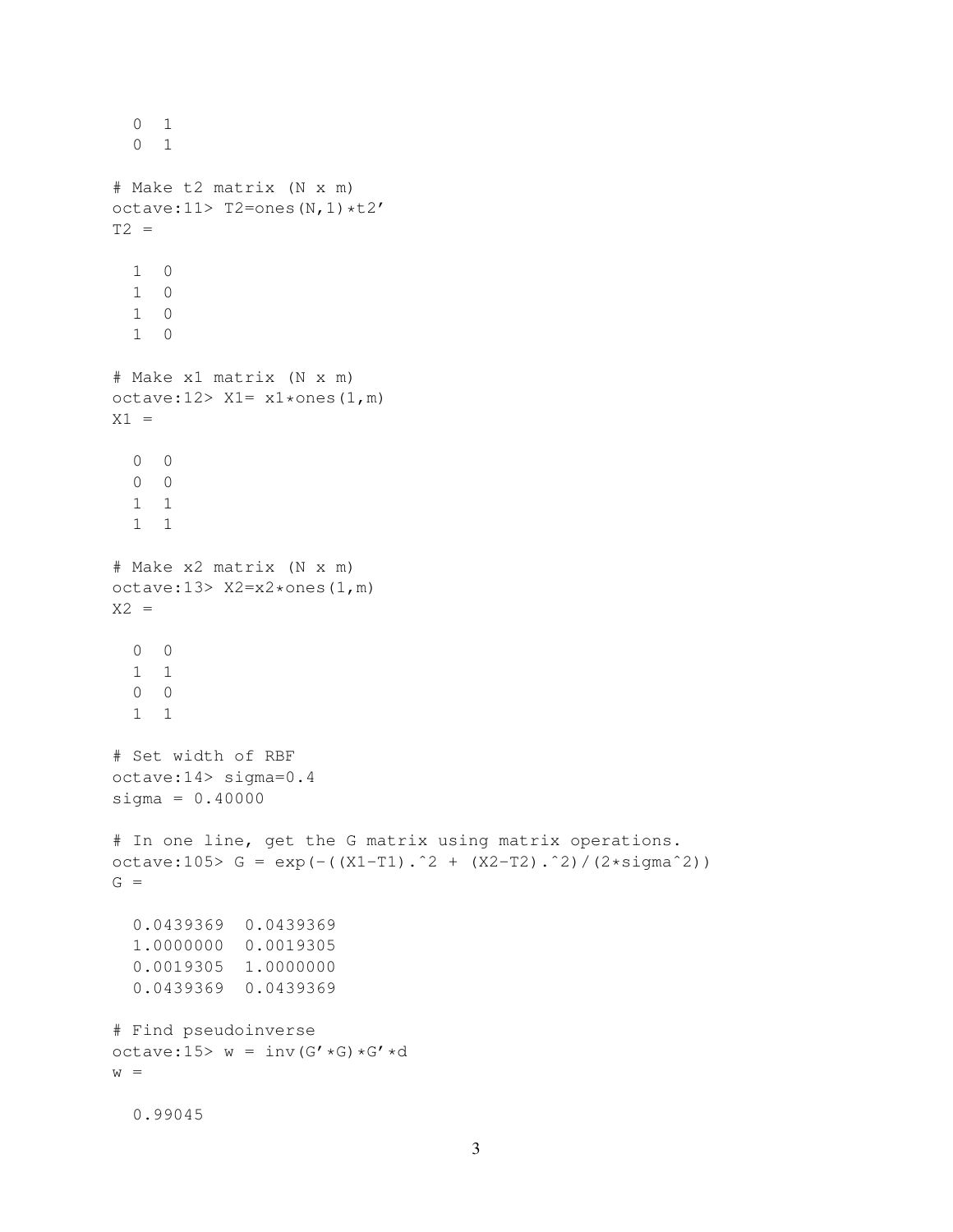```
  0  1
  0  1

# Make t2 matrix (N x m)
octave:11> T2=ones(N,1)*t2'
T2 =

  1  0
  1  0
  1  0
  1  0

# Make x1 matrix (N x m)
octave:12> X1= x1*ones(1,m)
X1 =

  0  0
  0  0
  1  1
  1  1

# Make x2 matrix (N x m)
octave:13> X2=x2*ones(1,m)
X2 =

  0  0
  1  1
  0  0
  1  1

# Set width of RBF
octave:14> sigma=0.4
sigma = 0.40000

# In one line, get the G matrix using matrix operations.
octave:105> G = exp(-((X1-T1).^2 + (X2-T2).^2)/(2*sigma^2))
G =

  0.0439369  0.0439369
  1.0000000  0.0019305
  0.0019305  1.0000000
  0.0439369  0.0439369

# Find pseudoinverse
octave:15> w = inv(G'*G)*G'*d
w =

  0.99045
```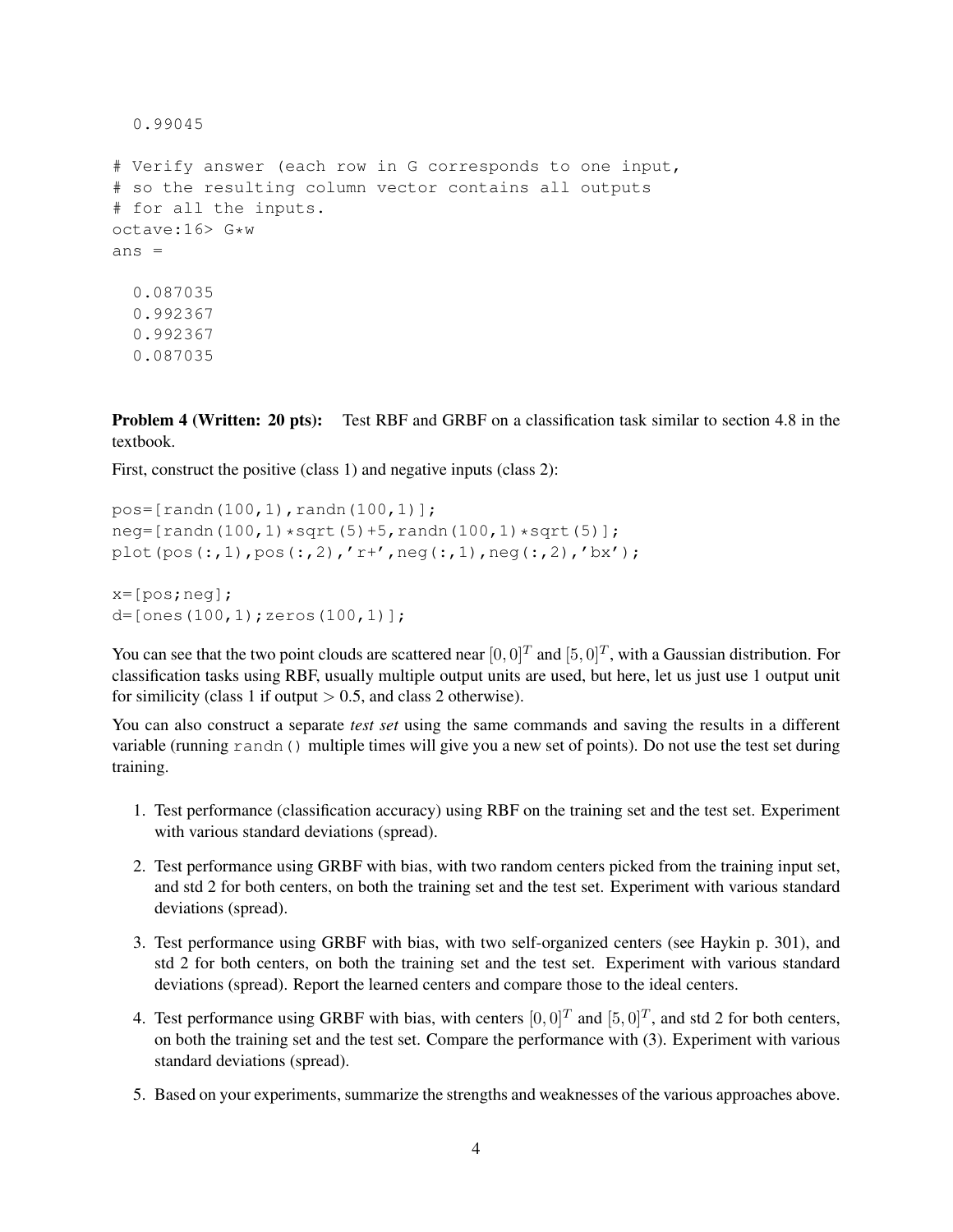```
  0.99045

# Verify answer (each row in G corresponds to one input,
# so the resulting column vector contains all outputs
# for all the inputs.
octave:16> G*w
ans =

  0.087035
  0.992367
  0.992367
  0.087035
```

**Problem 4 (Written: 20 pts):** Test RBF and GRBF on a classification task similar to section 4.8 in the textbook.

First, construct the positive (class 1) and negative inputs (class 2):

```
pos=[randn(100,1),randn(100,1)];
neg=[randn(100,1)*sqrt(5)+5,randn(100,1)*sqrt(5)];
plot(pos(:,1),pos(:,2),'r+',neg(:,1),neg(:,2),'bx');

x=[pos;neg];
d=[ones(100,1);zeros(100,1)];
```

You can see that the two point clouds are scattered near $[0,0]^T$ and $[5,0]^T$, with a Gaussian distribution. For classification tasks using RBF, usually multiple output units are used, but here, let us just use 1 output unit for similicity (class 1 if output > 0.5, and class 2 otherwise).

You can also construct a separate *test set* using the same commands and saving the results in a different variable (running `randn()` multiple times will give you a new set of points). Do not use the test set during training.

1. Test performance (classification accuracy) using RBF on the training set and the test set. Experiment with various standard deviations (spread).
2. Test performance using GRBF with bias, with two random centers picked from the training input set, and std 2 for both centers, on both the training set and the test set. Experiment with various standard deviations (spread).
3. Test performance using GRBF with bias, with two self-organized centers (see Haykin p. 301), and std 2 for both centers, on both the training set and the test set. Experiment with various standard deviations (spread). Report the learned centers and compare those to the ideal centers.
4. Test performance using GRBF with bias, with centers $[0,0]^T$ and $[5,0]^T$, and std 2 for both centers, on both the training set and the test set. Compare the performance with (3). Experiment with various standard deviations (spread).
5. Based on your experiments, summarize the strengths and weaknesses of the various approaches above.